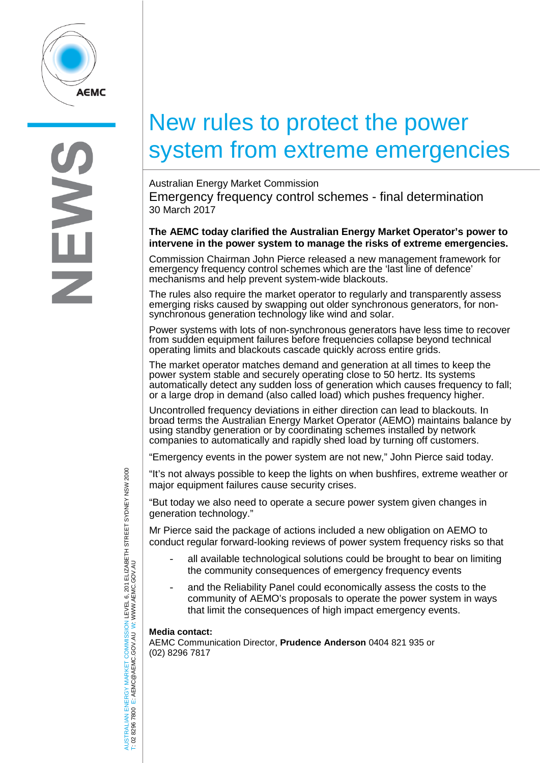# New rules to protect the power system from extreme emergencies

Australian Energy Market Commission

## Emergency frequency control schemes - final determination

30 March 2017

**The AEMC today clarified the Australian Energy Market Operator's power to intervene in the power system to manage the risks of extreme emergencies.**

Commission Chairman John Pierce released a new management framework for emergency frequency control schemes which are the 'last line of defence' mechanisms and help prevent system-wide blackouts.

The rules also require the market operator to regularly and transparently assess emerging risks caused by swapping out older synchronous generators, for non-synchronous generation technology like wind and solar.

Power systems with lots of non-synchronous generators have less time to recover from sudden equipment failures before frequencies collapse beyond technical operating limits and blackouts cascade quickly across entire grids.

The market operator matches demand and generation at all times to keep the power system stable and securely operating close to 50 hertz. Its systems automatically detect any sudden loss of generation which causes frequency to fall; or a large drop in demand (also called load) which pushes frequency higher.

Uncontrolled frequency deviations in either direction can lead to blackouts. In broad terms the Australian Energy Market Operator (AEMO) maintains balance by using standby generation or by coordinating schemes installed by network companies to automatically and rapidly shed load by turning off customers.

"Emergency events in the power system are not new," John Pierce said today.

"It's not always possible to keep the lights on when bushfires, extreme weather or major equipment failures cause security crises.

"But today we also need to operate a secure power system given changes in generation technology."

Mr Pierce said the package of actions included a new obligation on AEMO to conduct regular forward-looking reviews of power system frequency risks so that

- all available technological solutions could be brought to bear on limiting the community consequences of emergency frequency events
- and the Reliability Panel could economically assess the costs to the community of AEMO's proposals to operate the power system in ways that limit the consequences of high impact emergency events.

**Media contact:**
AEMC Communication Director, **Prudence Anderson** 0404 821 935 or (02) 8296 7817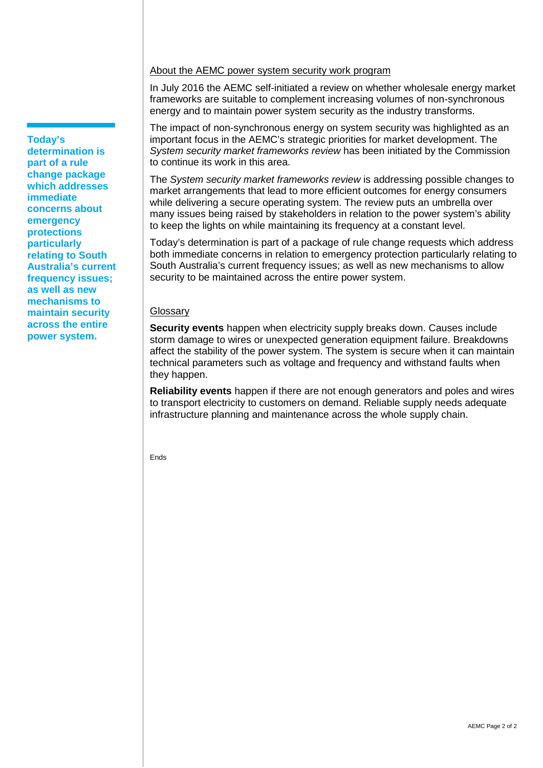**Today's determination is part of a rule change package which addresses immediate concerns about emergency protections particularly relating to South Australia's current frequency issues; as well as new mechanisms to maintain security across the entire power system.**

## About the AEMC power system security work program

In July 2016 the AEMC self-initiated a review on whether wholesale energy market frameworks are suitable to complement increasing volumes of non-synchronous energy and to maintain power system security as the industry transforms.

The impact of non-synchronous energy on system security was highlighted as an important focus in the AEMC's strategic priorities for market development. The *System security market frameworks review* has been initiated by the Commission to continue its work in this area.

The *System security market frameworks review* is addressing possible changes to market arrangements that lead to more efficient outcomes for energy consumers while delivering a secure operating system. The review puts an umbrella over many issues being raised by stakeholders in relation to the power system's ability to keep the lights on while maintaining its frequency at a constant level.

Today's determination is part of a package of rule change requests which address both immediate concerns in relation to emergency protection particularly relating to South Australia's current frequency issues; as well as new mechanisms to allow security to be maintained across the entire power system.

## Glossary

**Security events** happen when electricity supply breaks down. Causes include storm damage to wires or unexpected generation equipment failure. Breakdowns affect the stability of the power system. The system is secure when it can maintain technical parameters such as voltage and frequency and withstand faults when they happen.

**Reliability events** happen if there are not enough generators and poles and wires to transport electricity to customers on demand. Reliable supply needs adequate infrastructure planning and maintenance across the whole supply chain.

Ends